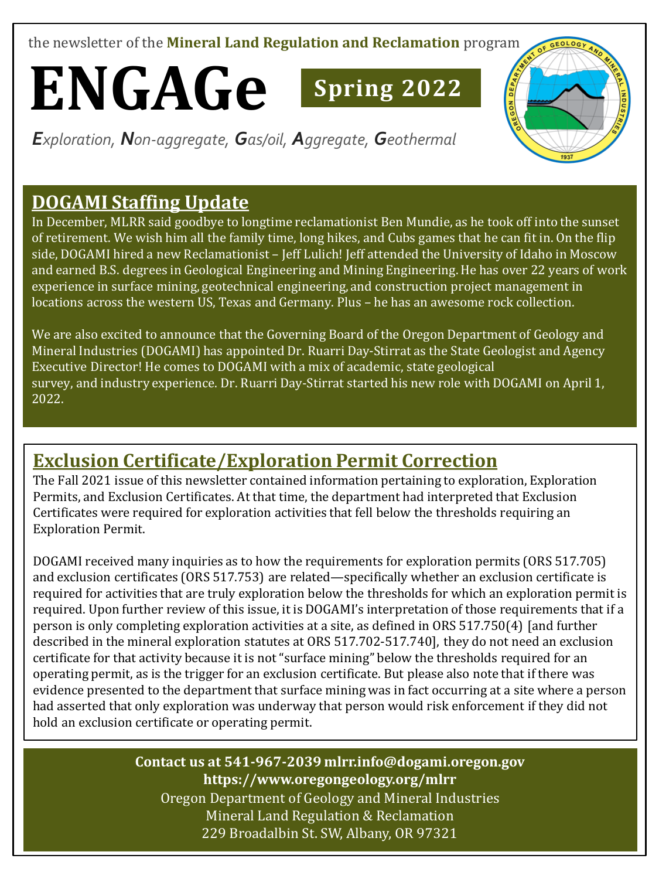the newsletter of the **Mineral Land Regulation and Reclamation** program

# ENGAGe

**Spring 2022**

***E**xploration, **N**on-aggregate, **G**as/oil, **A**ggregate, **G**eothermal*

## DOGAMI Staffing Update

In December, MLRR said goodbye to longtime reclamationist Ben Mundie, as he took off into the sunset of retirement. We wish him all the family time, long hikes, and Cubs games that he can fit in. On the flip side, DOGAMI hired a new Reclamationist – Jeff Lulich! Jeff attended the University of Idaho in Moscow and earned B.S. degrees in Geological Engineering and Mining Engineering. He has over 22 years of work experience in surface mining, geotechnical engineering, and construction project management in locations across the western US, Texas and Germany. Plus – he has an awesome rock collection.

We are also excited to announce that the Governing Board of the Oregon Department of Geology and Mineral Industries (DOGAMI) has appointed Dr. Ruarri Day-Stirrat as the State Geologist and Agency Executive Director! He comes to DOGAMI with a mix of academic, state geological survey, and industry experience. Dr. Ruarri Day-Stirrat started his new role with DOGAMI on April 1, 2022.

## Exclusion Certificate/Exploration Permit Correction

The Fall 2021 issue of this newsletter contained information pertaining to exploration, Exploration Permits, and Exclusion Certificates. At that time, the department had interpreted that Exclusion Certificates were required for exploration activities that fell below the thresholds requiring an Exploration Permit.

DOGAMI received many inquiries as to how the requirements for exploration permits (ORS 517.705) and exclusion certificates (ORS 517.753) are related—specifically whether an exclusion certificate is required for activities that are truly exploration below the thresholds for which an exploration permit is required. Upon further review of this issue, it is DOGAMI's interpretation of those requirements that if a person is only completing exploration activities at a site, as defined in ORS 517.750(4) [and further described in the mineral exploration statutes at ORS 517.702-517.740], they do not need an exclusion certificate for that activity because it is not "surface mining" below the thresholds required for an operating permit, as is the trigger for an exclusion certificate. But please also note that if there was evidence presented to the department that surface mining was in fact occurring at a site where a person had asserted that only exploration was underway that person would risk enforcement if they did not hold an exclusion certificate or operating permit.

**Contact us at 541-967-2039 mlrr.info@dogami.oregon.gov**
**https://www.oregongeology.org/mlrr**
Oregon Department of Geology and Mineral Industries
Mineral Land Regulation & Reclamation
229 Broadalbin St. SW, Albany, OR 97321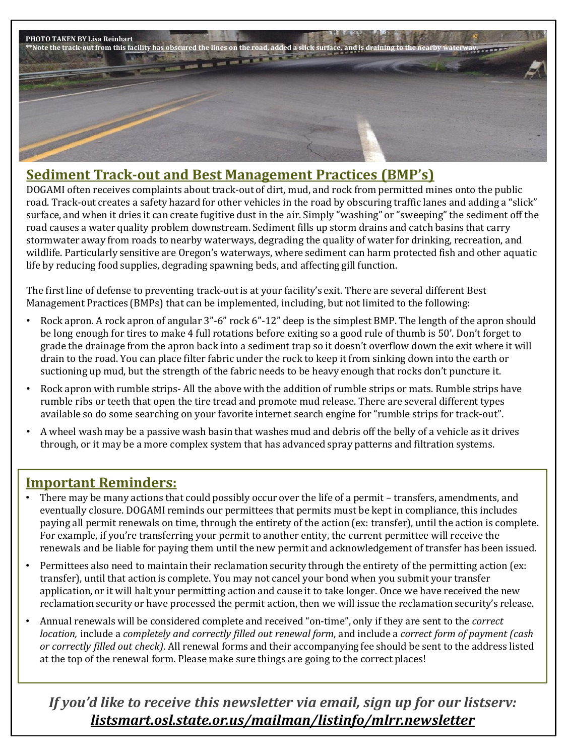PHOTO TAKEN BY Lisa Reinhart

**Note the track-out from this facility has obscured the lines on the road, added a slick surface, and is draining to the nearby waterway.

## Sediment Track-out and Best Management Practices (BMP's)

DOGAMI often receives complaints about track-out of dirt, mud, and rock from permitted mines onto the public road. Track-out creates a safety hazard for other vehicles in the road by obscuring traffic lanes and adding a "slick" surface, and when it dries it can create fugitive dust in the air. Simply "washing" or "sweeping" the sediment off the road causes a water quality problem downstream. Sediment fills up storm drains and catch basins that carry stormwater away from roads to nearby waterways, degrading the quality of water for drinking, recreation, and wildlife. Particularly sensitive are Oregon's waterways, where sediment can harm protected fish and other aquatic life by reducing food supplies, degrading spawning beds, and affecting gill function.

The first line of defense to preventing track-out is at your facility's exit. There are several different Best Management Practices (BMPs) that can be implemented, including, but not limited to the following:

- Rock apron. A rock apron of angular 3"-6" rock 6"-12" deep is the simplest BMP. The length of the apron should be long enough for tires to make 4 full rotations before exiting so a good rule of thumb is 50'. Don't forget to grade the drainage from the apron back into a sediment trap so it doesn't overflow down the exit where it will drain to the road. You can place filter fabric under the rock to keep it from sinking down into the earth or suctioning up mud, but the strength of the fabric needs to be heavy enough that rocks don't puncture it.
- Rock apron with rumble strips- All the above with the addition of rumble strips or mats. Rumble strips have rumble ribs or teeth that open the tire tread and promote mud release. There are several different types available so do some searching on your favorite internet search engine for "rumble strips for track-out".
- A wheel wash may be a passive wash basin that washes mud and debris off the belly of a vehicle as it drives through, or it may be a more complex system that has advanced spray patterns and filtration systems.

## Important Reminders:

- There may be many actions that could possibly occur over the life of a permit – transfers, amendments, and eventually closure. DOGAMI reminds our permittees that permits must be kept in compliance, this includes paying all permit renewals on time, through the entirety of the action (ex: transfer), until the action is complete. For example, if you're transferring your permit to another entity, the current permittee will receive the renewals and be liable for paying them until the new permit and acknowledgement of transfer has been issued.
- Permittees also need to maintain their reclamation security through the entirety of the permitting action (ex: transfer), until that action is complete. You may not cancel your bond when you submit your transfer application, or it will halt your permitting action and cause it to take longer. Once we have received the new reclamation security or have processed the permit action, then we will issue the reclamation security's release.
- Annual renewals will be considered complete and received "on-time", only if they are sent to the *correct location,* include a *completely and correctly filled out renewal form*, and include a *correct form of payment (cash or correctly filled out check)*. All renewal forms and their accompanying fee should be sent to the address listed at the top of the renewal form. Please make sure things are going to the correct places!

***If you'd like to receive this newsletter via email, sign up for our listserv:***
***listsmart.osl.state.or.us/mailman/listinfo/mlrr.newsletter***